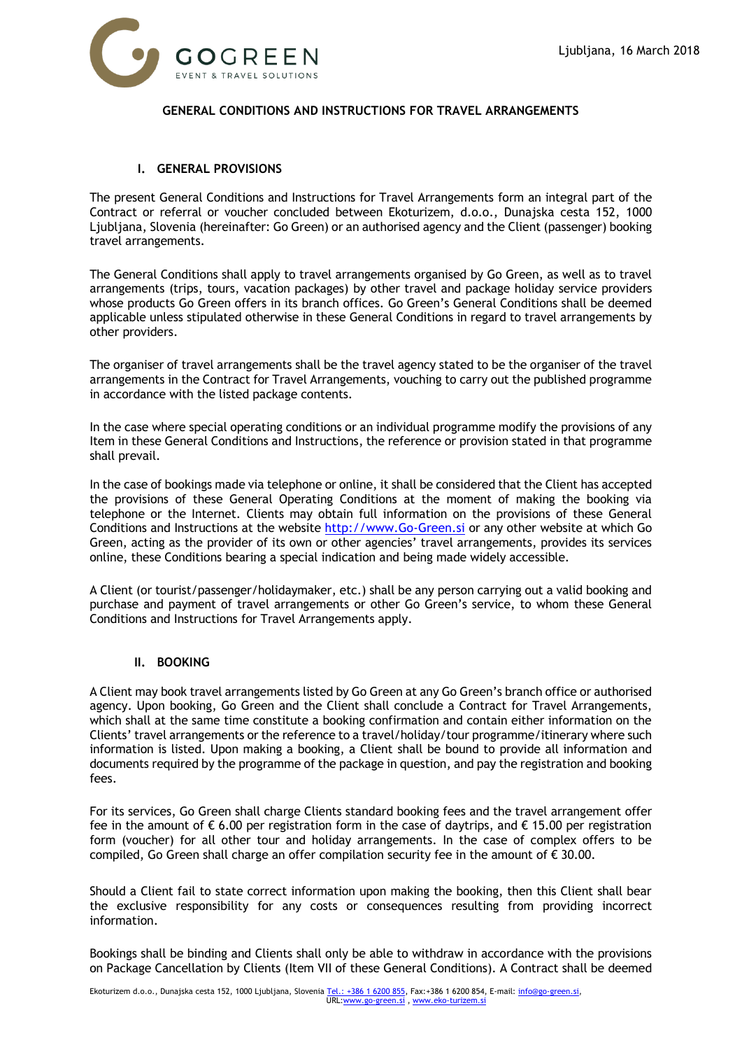Ljubljana, 16 March 2018

# GENERAL CONDITIONS AND INSTRUCTIONS FOR TRAVEL ARRANGEMENTS

## I. GENERAL PROVISIONS

The present General Conditions and Instructions for Travel Arrangements form an integral part of the Contract or referral or voucher concluded between Ekoturizem, d.o.o., Dunajska cesta 152, 1000 Ljubljana, Slovenia (hereinafter: Go Green) or an authorised agency and the Client (passenger) booking travel arrangements.

The General Conditions shall apply to travel arrangements organised by Go Green, as well as to travel arrangements (trips, tours, vacation packages) by other travel and package holiday service providers whose products Go Green offers in its branch offices. Go Green's General Conditions shall be deemed applicable unless stipulated otherwise in these General Conditions in regard to travel arrangements by other providers.

The organiser of travel arrangements shall be the travel agency stated to be the organiser of the travel arrangements in the Contract for Travel Arrangements, vouching to carry out the published programme in accordance with the listed package contents.

In the case where special operating conditions or an individual programme modify the provisions of any Item in these General Conditions and Instructions, the reference or provision stated in that programme shall prevail.

In the case of bookings made via telephone or online, it shall be considered that the Client has accepted the provisions of these General Operating Conditions at the moment of making the booking via telephone or the Internet. Clients may obtain full information on the provisions of these General Conditions and Instructions at the website http://www.Go-Green.si or any other website at which Go Green, acting as the provider of its own or other agencies' travel arrangements, provides its services online, these Conditions bearing a special indication and being made widely accessible.

A Client (or tourist/passenger/holidaymaker, etc.) shall be any person carrying out a valid booking and purchase and payment of travel arrangements or other Go Green's service, to whom these General Conditions and Instructions for Travel Arrangements apply.

## II. BOOKING

A Client may book travel arrangements listed by Go Green at any Go Green's branch office or authorised agency. Upon booking, Go Green and the Client shall conclude a Contract for Travel Arrangements, which shall at the same time constitute a booking confirmation and contain either information on the Clients' travel arrangements or the reference to a travel/holiday/tour programme/itinerary where such information is listed. Upon making a booking, a Client shall be bound to provide all information and documents required by the programme of the package in question, and pay the registration and booking fees.

For its services, Go Green shall charge Clients standard booking fees and the travel arrangement offer fee in the amount of € 6.00 per registration form in the case of daytrips, and € 15.00 per registration form (voucher) for all other tour and holiday arrangements. In the case of complex offers to be compiled, Go Green shall charge an offer compilation security fee in the amount of € 30.00.

Should a Client fail to state correct information upon making the booking, then this Client shall bear the exclusive responsibility for any costs or consequences resulting from providing incorrect information.

Bookings shall be binding and Clients shall only be able to withdraw in accordance with the provisions on Package Cancellation by Clients (Item VII of these General Conditions). A Contract shall be deemed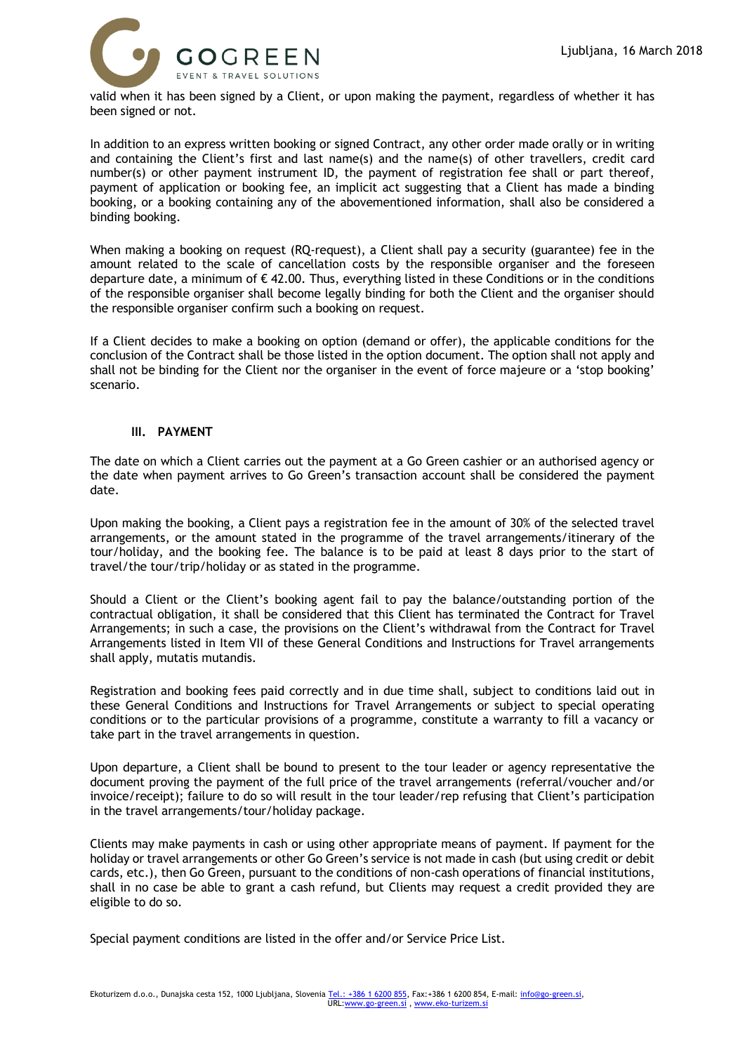valid when it has been signed by a Client, or upon making the payment, regardless of whether it has been signed or not.

In addition to an express written booking or signed Contract, any other order made orally or in writing and containing the Client's first and last name(s) and the name(s) of other travellers, credit card number(s) or other payment instrument ID, the payment of registration fee shall or part thereof, payment of application or booking fee, an implicit act suggesting that a Client has made a binding booking, or a booking containing any of the abovementioned information, shall also be considered a binding booking.

When making a booking on request (RQ-request), a Client shall pay a security (guarantee) fee in the amount related to the scale of cancellation costs by the responsible organiser and the foreseen departure date, a minimum of € 42.00. Thus, everything listed in these Conditions or in the conditions of the responsible organiser shall become legally binding for both the Client and the organiser should the responsible organiser confirm such a booking on request.

If a Client decides to make a booking on option (demand or offer), the applicable conditions for the conclusion of the Contract shall be those listed in the option document. The option shall not apply and shall not be binding for the Client nor the organiser in the event of force majeure or a 'stop booking' scenario.

## III. PAYMENT

The date on which a Client carries out the payment at a Go Green cashier or an authorised agency or the date when payment arrives to Go Green's transaction account shall be considered the payment date.

Upon making the booking, a Client pays a registration fee in the amount of 30% of the selected travel arrangements, or the amount stated in the programme of the travel arrangements/itinerary of the tour/holiday, and the booking fee. The balance is to be paid at least 8 days prior to the start of travel/the tour/trip/holiday or as stated in the programme.

Should a Client or the Client's booking agent fail to pay the balance/outstanding portion of the contractual obligation, it shall be considered that this Client has terminated the Contract for Travel Arrangements; in such a case, the provisions on the Client's withdrawal from the Contract for Travel Arrangements listed in Item VII of these General Conditions and Instructions for Travel arrangements shall apply, mutatis mutandis.

Registration and booking fees paid correctly and in due time shall, subject to conditions laid out in these General Conditions and Instructions for Travel Arrangements or subject to special operating conditions or to the particular provisions of a programme, constitute a warranty to fill a vacancy or take part in the travel arrangements in question.

Upon departure, a Client shall be bound to present to the tour leader or agency representative the document proving the payment of the full price of the travel arrangements (referral/voucher and/or invoice/receipt); failure to do so will result in the tour leader/rep refusing that Client's participation in the travel arrangements/tour/holiday package.

Clients may make payments in cash or using other appropriate means of payment. If payment for the holiday or travel arrangements or other Go Green's service is not made in cash (but using credit or debit cards, etc.), then Go Green, pursuant to the conditions of non-cash operations of financial institutions, shall in no case be able to grant a cash refund, but Clients may request a credit provided they are eligible to do so.

Special payment conditions are listed in the offer and/or Service Price List.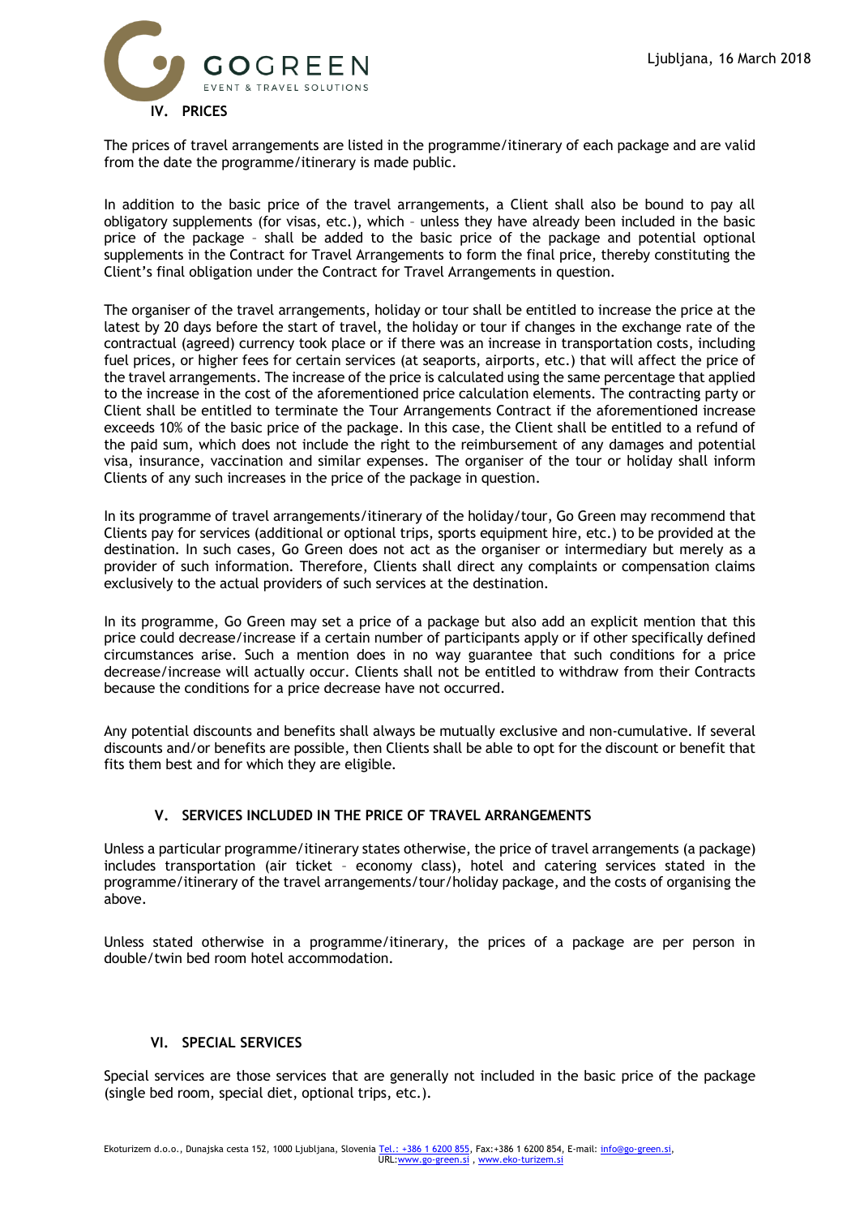## IV. PRICES

The prices of travel arrangements are listed in the programme/itinerary of each package and are valid from the date the programme/itinerary is made public.

In addition to the basic price of the travel arrangements, a Client shall also be bound to pay all obligatory supplements (for visas, etc.), which – unless they have already been included in the basic price of the package – shall be added to the basic price of the package and potential optional supplements in the Contract for Travel Arrangements to form the final price, thereby constituting the Client's final obligation under the Contract for Travel Arrangements in question.

The organiser of the travel arrangements, holiday or tour shall be entitled to increase the price at the latest by 20 days before the start of travel, the holiday or tour if changes in the exchange rate of the contractual (agreed) currency took place or if there was an increase in transportation costs, including fuel prices, or higher fees for certain services (at seaports, airports, etc.) that will affect the price of the travel arrangements. The increase of the price is calculated using the same percentage that applied to the increase in the cost of the aforementioned price calculation elements. The contracting party or Client shall be entitled to terminate the Tour Arrangements Contract if the aforementioned increase exceeds 10% of the basic price of the package. In this case, the Client shall be entitled to a refund of the paid sum, which does not include the right to the reimbursement of any damages and potential visa, insurance, vaccination and similar expenses. The organiser of the tour or holiday shall inform Clients of any such increases in the price of the package in question.

In its programme of travel arrangements/itinerary of the holiday/tour, Go Green may recommend that Clients pay for services (additional or optional trips, sports equipment hire, etc.) to be provided at the destination. In such cases, Go Green does not act as the organiser or intermediary but merely as a provider of such information. Therefore, Clients shall direct any complaints or compensation claims exclusively to the actual providers of such services at the destination.

In its programme, Go Green may set a price of a package but also add an explicit mention that this price could decrease/increase if a certain number of participants apply or if other specifically defined circumstances arise. Such a mention does in no way guarantee that such conditions for a price decrease/increase will actually occur. Clients shall not be entitled to withdraw from their Contracts because the conditions for a price decrease have not occurred.

Any potential discounts and benefits shall always be mutually exclusive and non-cumulative. If several discounts and/or benefits are possible, then Clients shall be able to opt for the discount or benefit that fits them best and for which they are eligible.

## V. SERVICES INCLUDED IN THE PRICE OF TRAVEL ARRANGEMENTS

Unless a particular programme/itinerary states otherwise, the price of travel arrangements (a package) includes transportation (air ticket – economy class), hotel and catering services stated in the programme/itinerary of the travel arrangements/tour/holiday package, and the costs of organising the above.

Unless stated otherwise in a programme/itinerary, the prices of a package are per person in double/twin bed room hotel accommodation.

## VI. SPECIAL SERVICES

Special services are those services that are generally not included in the basic price of the package (single bed room, special diet, optional trips, etc.).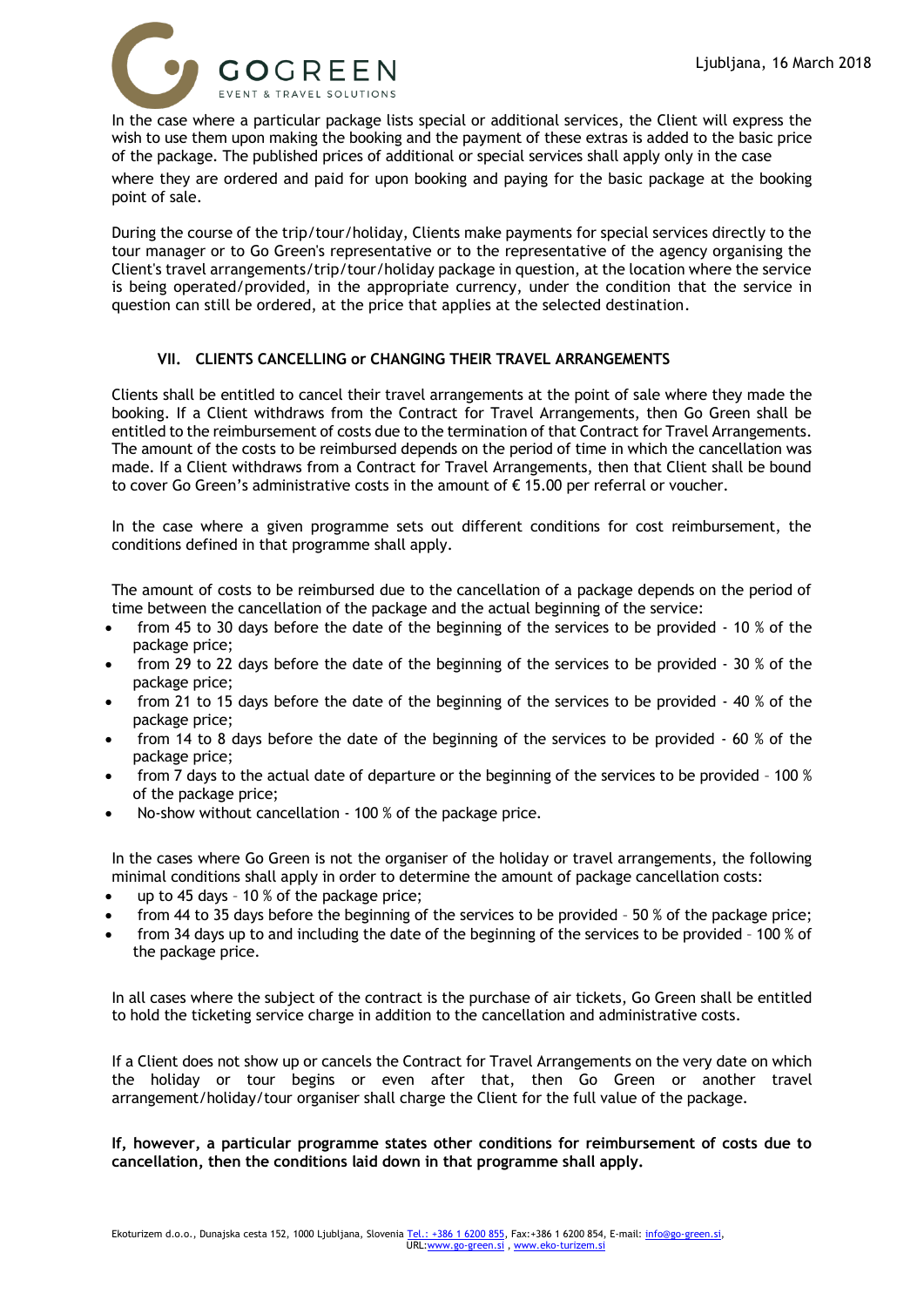In the case where a particular package lists special or additional services, the Client will express the wish to use them upon making the booking and the payment of these extras is added to the basic price of the package. The published prices of additional or special services shall apply only in the case where they are ordered and paid for upon booking and paying for the basic package at the booking point of sale.

During the course of the trip/tour/holiday, Clients make payments for special services directly to the tour manager or to Go Green's representative or to the representative of the agency organising the Client's travel arrangements/trip/tour/holiday package in question, at the location where the service is being operated/provided, in the appropriate currency, under the condition that the service in question can still be ordered, at the price that applies at the selected destination.

### VII. CLIENTS CANCELLING or CHANGING THEIR TRAVEL ARRANGEMENTS

Clients shall be entitled to cancel their travel arrangements at the point of sale where they made the booking. If a Client withdraws from the Contract for Travel Arrangements, then Go Green shall be entitled to the reimbursement of costs due to the termination of that Contract for Travel Arrangements. The amount of the costs to be reimbursed depends on the period of time in which the cancellation was made. If a Client withdraws from a Contract for Travel Arrangements, then that Client shall be bound to cover Go Green's administrative costs in the amount of € 15.00 per referral or voucher.

In the case where a given programme sets out different conditions for cost reimbursement, the conditions defined in that programme shall apply.

The amount of costs to be reimbursed due to the cancellation of a package depends on the period of time between the cancellation of the package and the actual beginning of the service:

- from 45 to 30 days before the date of the beginning of the services to be provided - 10 % of the package price;
- from 29 to 22 days before the date of the beginning of the services to be provided - 30 % of the package price;
- from 21 to 15 days before the date of the beginning of the services to be provided - 40 % of the package price;
- from 14 to 8 days before the date of the beginning of the services to be provided - 60 % of the package price;
- from 7 days to the actual date of departure or the beginning of the services to be provided – 100 % of the package price;
- No-show without cancellation - 100 % of the package price.

In the cases where Go Green is not the organiser of the holiday or travel arrangements, the following minimal conditions shall apply in order to determine the amount of package cancellation costs:

- up to 45 days – 10 % of the package price;
- from 44 to 35 days before the beginning of the services to be provided – 50 % of the package price;
- from 34 days up to and including the date of the beginning of the services to be provided – 100 % of the package price.

In all cases where the subject of the contract is the purchase of air tickets, Go Green shall be entitled to hold the ticketing service charge in addition to the cancellation and administrative costs.

If a Client does not show up or cancels the Contract for Travel Arrangements on the very date on which the holiday or tour begins or even after that, then Go Green or another travel arrangement/holiday/tour organiser shall charge the Client for the full value of the package.

**If, however, a particular programme states other conditions for reimbursement of costs due to cancellation, then the conditions laid down in that programme shall apply.**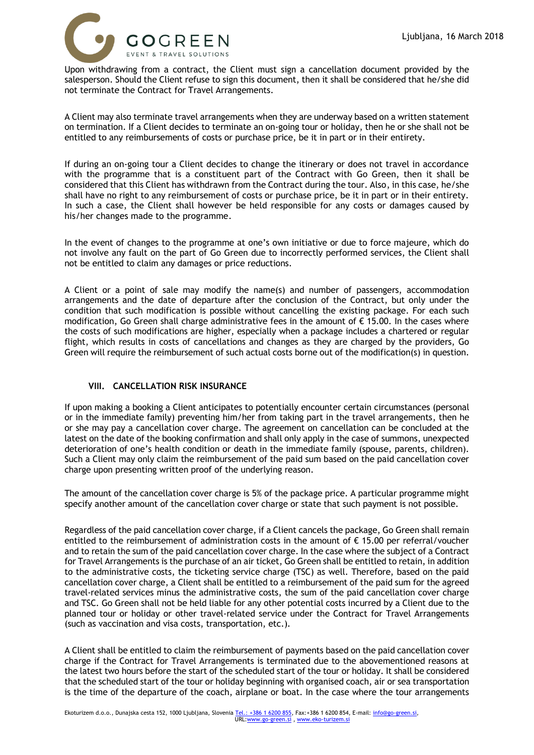Upon withdrawing from a contract, the Client must sign a cancellation document provided by the salesperson. Should the Client refuse to sign this document, then it shall be considered that he/she did not terminate the Contract for Travel Arrangements.

A Client may also terminate travel arrangements when they are underway based on a written statement on termination. If a Client decides to terminate an on-going tour or holiday, then he or she shall not be entitled to any reimbursements of costs or purchase price, be it in part or in their entirety.

If during an on-going tour a Client decides to change the itinerary or does not travel in accordance with the programme that is a constituent part of the Contract with Go Green, then it shall be considered that this Client has withdrawn from the Contract during the tour. Also, in this case, he/she shall have no right to any reimbursement of costs or purchase price, be it in part or in their entirety. In such a case, the Client shall however be held responsible for any costs or damages caused by his/her changes made to the programme.

In the event of changes to the programme at one's own initiative or due to force majeure, which do not involve any fault on the part of Go Green due to incorrectly performed services, the Client shall not be entitled to claim any damages or price reductions.

A Client or a point of sale may modify the name(s) and number of passengers, accommodation arrangements and the date of departure after the conclusion of the Contract, but only under the condition that such modification is possible without cancelling the existing package. For each such modification, Go Green shall charge administrative fees in the amount of € 15.00. In the cases where the costs of such modifications are higher, especially when a package includes a chartered or regular flight, which results in costs of cancellations and changes as they are charged by the providers, Go Green will require the reimbursement of such actual costs borne out of the modification(s) in question.

## VIII. CANCELLATION RISK INSURANCE

If upon making a booking a Client anticipates to potentially encounter certain circumstances (personal or in the immediate family) preventing him/her from taking part in the travel arrangements, then he or she may pay a cancellation cover charge. The agreement on cancellation can be concluded at the latest on the date of the booking confirmation and shall only apply in the case of summons, unexpected deterioration of one's health condition or death in the immediate family (spouse, parents, children). Such a Client may only claim the reimbursement of the paid sum based on the paid cancellation cover charge upon presenting written proof of the underlying reason.

The amount of the cancellation cover charge is 5% of the package price. A particular programme might specify another amount of the cancellation cover charge or state that such payment is not possible.

Regardless of the paid cancellation cover charge, if a Client cancels the package, Go Green shall remain entitled to the reimbursement of administration costs in the amount of € 15.00 per referral/voucher and to retain the sum of the paid cancellation cover charge. In the case where the subject of a Contract for Travel Arrangements is the purchase of an air ticket, Go Green shall be entitled to retain, in addition to the administrative costs, the ticketing service charge (TSC) as well. Therefore, based on the paid cancellation cover charge, a Client shall be entitled to a reimbursement of the paid sum for the agreed travel-related services minus the administrative costs, the sum of the paid cancellation cover charge and TSC. Go Green shall not be held liable for any other potential costs incurred by a Client due to the planned tour or holiday or other travel-related service under the Contract for Travel Arrangements (such as vaccination and visa costs, transportation, etc.).

A Client shall be entitled to claim the reimbursement of payments based on the paid cancellation cover charge if the Contract for Travel Arrangements is terminated due to the abovementioned reasons at the latest two hours before the start of the scheduled start of the tour or holiday. It shall be considered that the scheduled start of the tour or holiday beginning with organised coach, air or sea transportation is the time of the departure of the coach, airplane or boat. In the case where the tour arrangements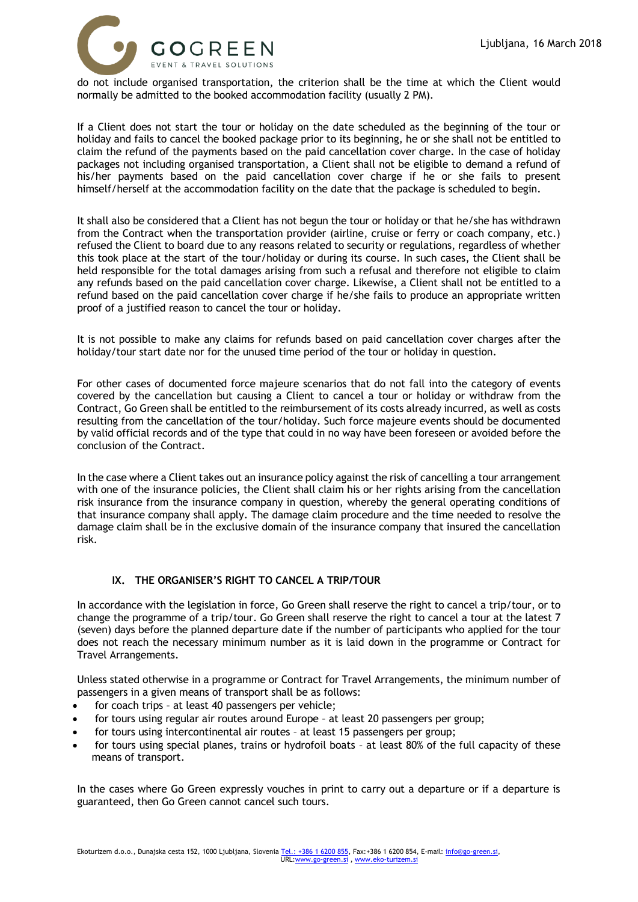do not include organised transportation, the criterion shall be the time at which the Client would normally be admitted to the booked accommodation facility (usually 2 PM).

If a Client does not start the tour or holiday on the date scheduled as the beginning of the tour or holiday and fails to cancel the booked package prior to its beginning, he or she shall not be entitled to claim the refund of the payments based on the paid cancellation cover charge. In the case of holiday packages not including organised transportation, a Client shall not be eligible to demand a refund of his/her payments based on the paid cancellation cover charge if he or she fails to present himself/herself at the accommodation facility on the date that the package is scheduled to begin.

It shall also be considered that a Client has not begun the tour or holiday or that he/she has withdrawn from the Contract when the transportation provider (airline, cruise or ferry or coach company, etc.) refused the Client to board due to any reasons related to security or regulations, regardless of whether this took place at the start of the tour/holiday or during its course. In such cases, the Client shall be held responsible for the total damages arising from such a refusal and therefore not eligible to claim any refunds based on the paid cancellation cover charge. Likewise, a Client shall not be entitled to a refund based on the paid cancellation cover charge if he/she fails to produce an appropriate written proof of a justified reason to cancel the tour or holiday.

It is not possible to make any claims for refunds based on paid cancellation cover charges after the holiday/tour start date nor for the unused time period of the tour or holiday in question.

For other cases of documented force majeure scenarios that do not fall into the category of events covered by the cancellation but causing a Client to cancel a tour or holiday or withdraw from the Contract, Go Green shall be entitled to the reimbursement of its costs already incurred, as well as costs resulting from the cancellation of the tour/holiday. Such force majeure events should be documented by valid official records and of the type that could in no way have been foreseen or avoided before the conclusion of the Contract.

In the case where a Client takes out an insurance policy against the risk of cancelling a tour arrangement with one of the insurance policies, the Client shall claim his or her rights arising from the cancellation risk insurance from the insurance company in question, whereby the general operating conditions of that insurance company shall apply. The damage claim procedure and the time needed to resolve the damage claim shall be in the exclusive domain of the insurance company that insured the cancellation risk.

## IX. THE ORGANISER'S RIGHT TO CANCEL A TRIP/TOUR

In accordance with the legislation in force, Go Green shall reserve the right to cancel a trip/tour, or to change the programme of a trip/tour. Go Green shall reserve the right to cancel a tour at the latest 7 (seven) days before the planned departure date if the number of participants who applied for the tour does not reach the necessary minimum number as it is laid down in the programme or Contract for Travel Arrangements.

Unless stated otherwise in a programme or Contract for Travel Arrangements, the minimum number of passengers in a given means of transport shall be as follows:

- for coach trips – at least 40 passengers per vehicle;
- for tours using regular air routes around Europe – at least 20 passengers per group;
- for tours using intercontinental air routes – at least 15 passengers per group;
- for tours using special planes, trains or hydrofoil boats – at least 80% of the full capacity of these means of transport.

In the cases where Go Green expressly vouches in print to carry out a departure or if a departure is guaranteed, then Go Green cannot cancel such tours.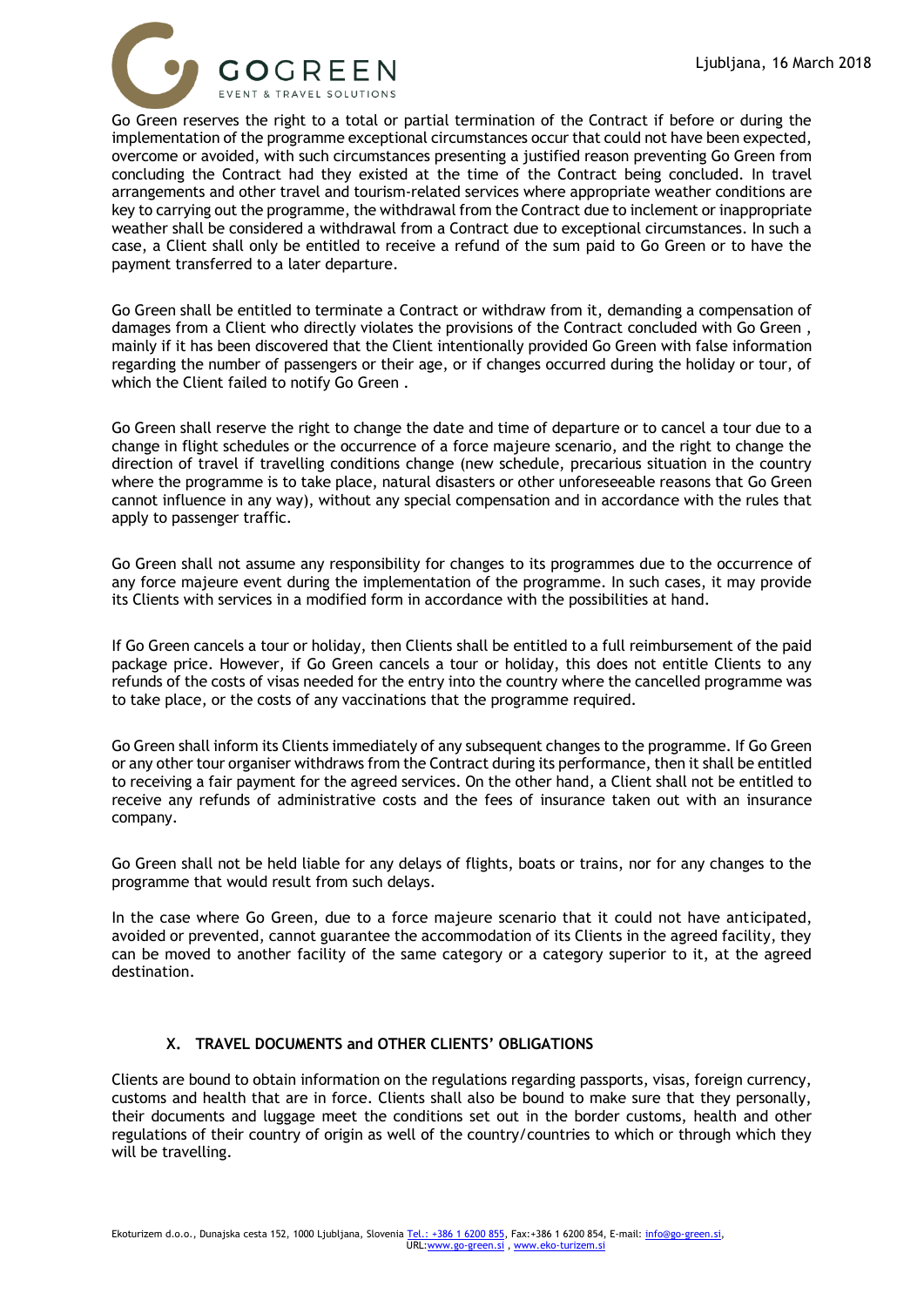Go Green reserves the right to a total or partial termination of the Contract if before or during the implementation of the programme exceptional circumstances occur that could not have been expected, overcome or avoided, with such circumstances presenting a justified reason preventing Go Green from concluding the Contract had they existed at the time of the Contract being concluded. In travel arrangements and other travel and tourism-related services where appropriate weather conditions are key to carrying out the programme, the withdrawal from the Contract due to inclement or inappropriate weather shall be considered a withdrawal from a Contract due to exceptional circumstances. In such a case, a Client shall only be entitled to receive a refund of the sum paid to Go Green or to have the payment transferred to a later departure.

Go Green shall be entitled to terminate a Contract or withdraw from it, demanding a compensation of damages from a Client who directly violates the provisions of the Contract concluded with Go Green , mainly if it has been discovered that the Client intentionally provided Go Green with false information regarding the number of passengers or their age, or if changes occurred during the holiday or tour, of which the Client failed to notify Go Green .

Go Green shall reserve the right to change the date and time of departure or to cancel a tour due to a change in flight schedules or the occurrence of a force majeure scenario, and the right to change the direction of travel if travelling conditions change (new schedule, precarious situation in the country where the programme is to take place, natural disasters or other unforeseeable reasons that Go Green cannot influence in any way), without any special compensation and in accordance with the rules that apply to passenger traffic.

Go Green shall not assume any responsibility for changes to its programmes due to the occurrence of any force majeure event during the implementation of the programme. In such cases, it may provide its Clients with services in a modified form in accordance with the possibilities at hand.

If Go Green cancels a tour or holiday, then Clients shall be entitled to a full reimbursement of the paid package price. However, if Go Green cancels a tour or holiday, this does not entitle Clients to any refunds of the costs of visas needed for the entry into the country where the cancelled programme was to take place, or the costs of any vaccinations that the programme required.

Go Green shall inform its Clients immediately of any subsequent changes to the programme. If Go Green or any other tour organiser withdraws from the Contract during its performance, then it shall be entitled to receiving a fair payment for the agreed services. On the other hand, a Client shall not be entitled to receive any refunds of administrative costs and the fees of insurance taken out with an insurance company.

Go Green shall not be held liable for any delays of flights, boats or trains, nor for any changes to the programme that would result from such delays.

In the case where Go Green, due to a force majeure scenario that it could not have anticipated, avoided or prevented, cannot guarantee the accommodation of its Clients in the agreed facility, they can be moved to another facility of the same category or a category superior to it, at the agreed destination.

## X. TRAVEL DOCUMENTS and OTHER CLIENTS' OBLIGATIONS

Clients are bound to obtain information on the regulations regarding passports, visas, foreign currency, customs and health that are in force. Clients shall also be bound to make sure that they personally, their documents and luggage meet the conditions set out in the border customs, health and other regulations of their country of origin as well of the country/countries to which or through which they will be travelling.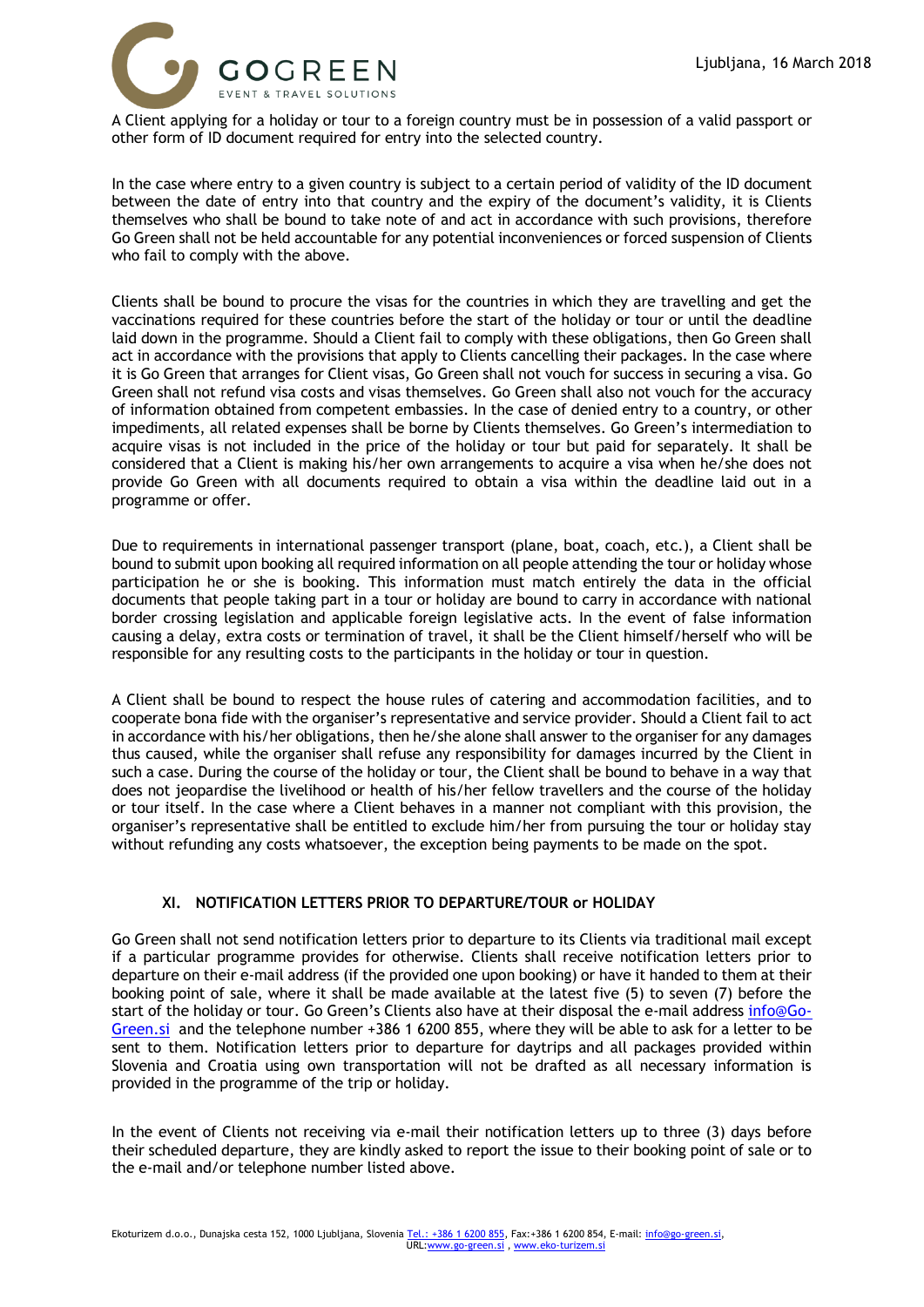A Client applying for a holiday or tour to a foreign country must be in possession of a valid passport or other form of ID document required for entry into the selected country.

In the case where entry to a given country is subject to a certain period of validity of the ID document between the date of entry into that country and the expiry of the document's validity, it is Clients themselves who shall be bound to take note of and act in accordance with such provisions, therefore Go Green shall not be held accountable for any potential inconveniences or forced suspension of Clients who fail to comply with the above.

Clients shall be bound to procure the visas for the countries in which they are travelling and get the vaccinations required for these countries before the start of the holiday or tour or until the deadline laid down in the programme. Should a Client fail to comply with these obligations, then Go Green shall act in accordance with the provisions that apply to Clients cancelling their packages. In the case where it is Go Green that arranges for Client visas, Go Green shall not vouch for success in securing a visa. Go Green shall not refund visa costs and visas themselves. Go Green shall also not vouch for the accuracy of information obtained from competent embassies. In the case of denied entry to a country, or other impediments, all related expenses shall be borne by Clients themselves. Go Green's intermediation to acquire visas is not included in the price of the holiday or tour but paid for separately. It shall be considered that a Client is making his/her own arrangements to acquire a visa when he/she does not provide Go Green with all documents required to obtain a visa within the deadline laid out in a programme or offer.

Due to requirements in international passenger transport (plane, boat, coach, etc.), a Client shall be bound to submit upon booking all required information on all people attending the tour or holiday whose participation he or she is booking. This information must match entirely the data in the official documents that people taking part in a tour or holiday are bound to carry in accordance with national border crossing legislation and applicable foreign legislative acts. In the event of false information causing a delay, extra costs or termination of travel, it shall be the Client himself/herself who will be responsible for any resulting costs to the participants in the holiday or tour in question.

A Client shall be bound to respect the house rules of catering and accommodation facilities, and to cooperate bona fide with the organiser's representative and service provider. Should a Client fail to act in accordance with his/her obligations, then he/she alone shall answer to the organiser for any damages thus caused, while the organiser shall refuse any responsibility for damages incurred by the Client in such a case. During the course of the holiday or tour, the Client shall be bound to behave in a way that does not jeopardise the livelihood or health of his/her fellow travellers and the course of the holiday or tour itself. In the case where a Client behaves in a manner not compliant with this provision, the organiser's representative shall be entitled to exclude him/her from pursuing the tour or holiday stay without refunding any costs whatsoever, the exception being payments to be made on the spot.

## XI. NOTIFICATION LETTERS PRIOR TO DEPARTURE/TOUR or HOLIDAY

Go Green shall not send notification letters prior to departure to its Clients via traditional mail except if a particular programme provides for otherwise. Clients shall receive notification letters prior to departure on their e-mail address (if the provided one upon booking) or have it handed to them at their booking point of sale, where it shall be made available at the latest five (5) to seven (7) before the start of the holiday or tour. Go Green's Clients also have at their disposal the e-mail address info@Go-Green.si and the telephone number +386 1 6200 855, where they will be able to ask for a letter to be sent to them. Notification letters prior to departure for daytrips and all packages provided within Slovenia and Croatia using own transportation will not be drafted as all necessary information is provided in the programme of the trip or holiday.

In the event of Clients not receiving via e-mail their notification letters up to three (3) days before their scheduled departure, they are kindly asked to report the issue to their booking point of sale or to the e-mail and/or telephone number listed above.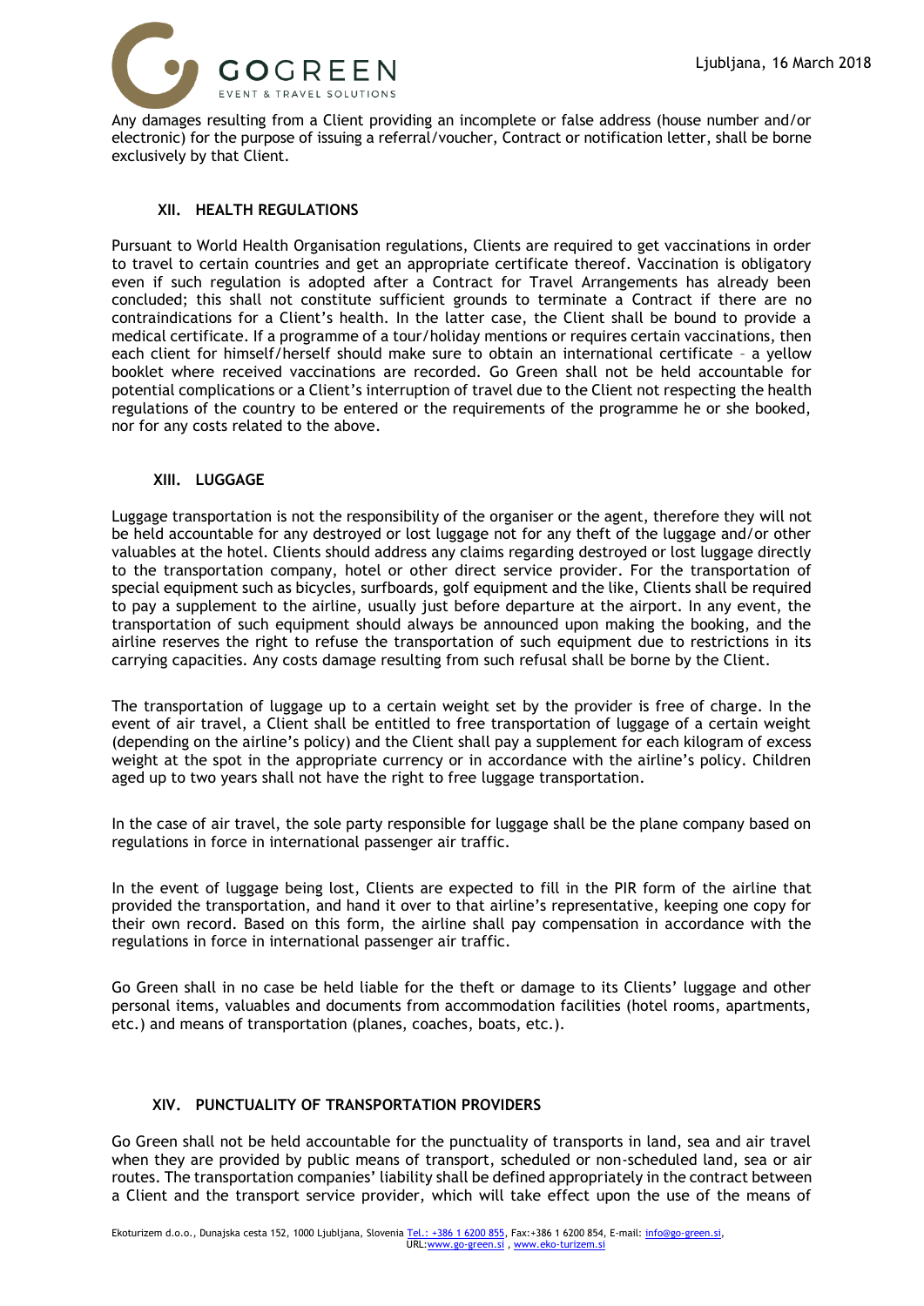Any damages resulting from a Client providing an incomplete or false address (house number and/or electronic) for the purpose of issuing a referral/voucher, Contract or notification letter, shall be borne exclusively by that Client.

## XII. HEALTH REGULATIONS

Pursuant to World Health Organisation regulations, Clients are required to get vaccinations in order to travel to certain countries and get an appropriate certificate thereof. Vaccination is obligatory even if such regulation is adopted after a Contract for Travel Arrangements has already been concluded; this shall not constitute sufficient grounds to terminate a Contract if there are no contraindications for a Client's health. In the latter case, the Client shall be bound to provide a medical certificate. If a programme of a tour/holiday mentions or requires certain vaccinations, then each client for himself/herself should make sure to obtain an international certificate – a yellow booklet where received vaccinations are recorded. Go Green shall not be held accountable for potential complications or a Client's interruption of travel due to the Client not respecting the health regulations of the country to be entered or the requirements of the programme he or she booked, nor for any costs related to the above.

## XIII. LUGGAGE

Luggage transportation is not the responsibility of the organiser or the agent, therefore they will not be held accountable for any destroyed or lost luggage not for any theft of the luggage and/or other valuables at the hotel. Clients should address any claims regarding destroyed or lost luggage directly to the transportation company, hotel or other direct service provider. For the transportation of special equipment such as bicycles, surfboards, golf equipment and the like, Clients shall be required to pay a supplement to the airline, usually just before departure at the airport. In any event, the transportation of such equipment should always be announced upon making the booking, and the airline reserves the right to refuse the transportation of such equipment due to restrictions in its carrying capacities. Any costs damage resulting from such refusal shall be borne by the Client.

The transportation of luggage up to a certain weight set by the provider is free of charge. In the event of air travel, a Client shall be entitled to free transportation of luggage of a certain weight (depending on the airline's policy) and the Client shall pay a supplement for each kilogram of excess weight at the spot in the appropriate currency or in accordance with the airline's policy. Children aged up to two years shall not have the right to free luggage transportation.

In the case of air travel, the sole party responsible for luggage shall be the plane company based on regulations in force in international passenger air traffic.

In the event of luggage being lost, Clients are expected to fill in the PIR form of the airline that provided the transportation, and hand it over to that airline's representative, keeping one copy for their own record. Based on this form, the airline shall pay compensation in accordance with the regulations in force in international passenger air traffic.

Go Green shall in no case be held liable for the theft or damage to its Clients' luggage and other personal items, valuables and documents from accommodation facilities (hotel rooms, apartments, etc.) and means of transportation (planes, coaches, boats, etc.).

## XIV. PUNCTUALITY OF TRANSPORTATION PROVIDERS

Go Green shall not be held accountable for the punctuality of transports in land, sea and air travel when they are provided by public means of transport, scheduled or non-scheduled land, sea or air routes. The transportation companies' liability shall be defined appropriately in the contract between a Client and the transport service provider, which will take effect upon the use of the means of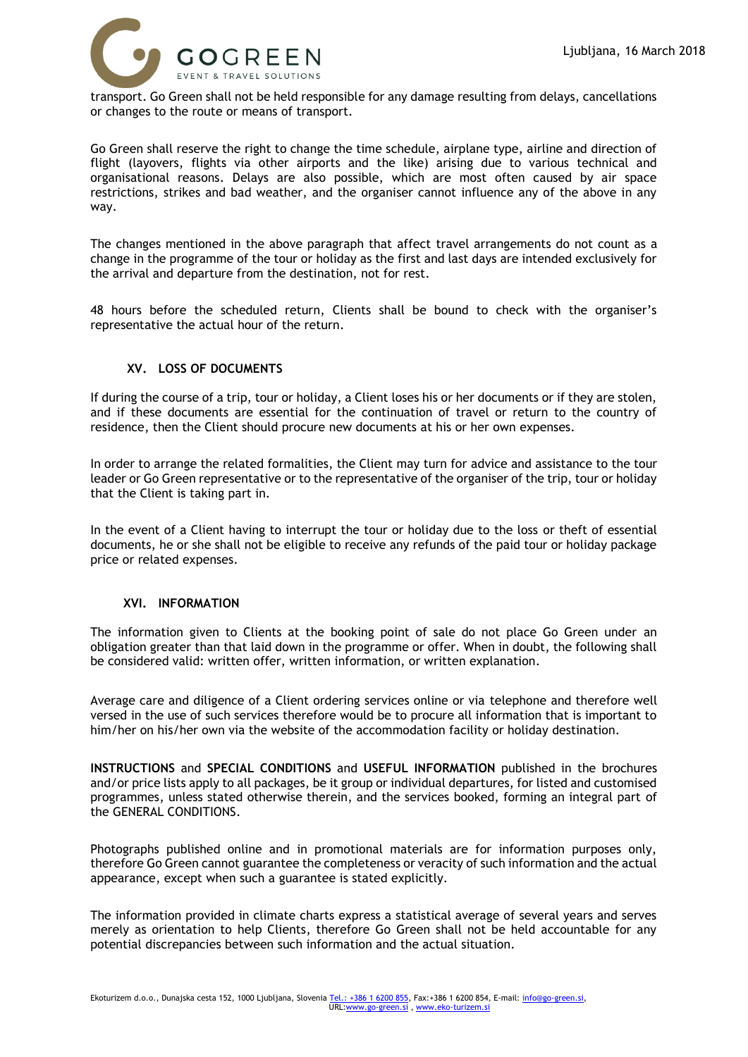transport. Go Green shall not be held responsible for any damage resulting from delays, cancellations or changes to the route or means of transport.

Go Green shall reserve the right to change the time schedule, airplane type, airline and direction of flight (layovers, flights via other airports and the like) arising due to various technical and organisational reasons. Delays are also possible, which are most often caused by air space restrictions, strikes and bad weather, and the organiser cannot influence any of the above in any way.

The changes mentioned in the above paragraph that affect travel arrangements do not count as a change in the programme of the tour or holiday as the first and last days are intended exclusively for the arrival and departure from the destination, not for rest.

48 hours before the scheduled return, Clients shall be bound to check with the organiser's representative the actual hour of the return.

## XV. LOSS OF DOCUMENTS

If during the course of a trip, tour or holiday, a Client loses his or her documents or if they are stolen, and if these documents are essential for the continuation of travel or return to the country of residence, then the Client should procure new documents at his or her own expenses.

In order to arrange the related formalities, the Client may turn for advice and assistance to the tour leader or Go Green representative or to the representative of the organiser of the trip, tour or holiday that the Client is taking part in.

In the event of a Client having to interrupt the tour or holiday due to the loss or theft of essential documents, he or she shall not be eligible to receive any refunds of the paid tour or holiday package price or related expenses.

## XVI. INFORMATION

The information given to Clients at the booking point of sale do not place Go Green under an obligation greater than that laid down in the programme or offer. When in doubt, the following shall be considered valid: written offer, written information, or written explanation.

Average care and diligence of a Client ordering services online or via telephone and therefore well versed in the use of such services therefore would be to procure all information that is important to him/her on his/her own via the website of the accommodation facility or holiday destination.

**INSTRUCTIONS** and **SPECIAL CONDITIONS** and **USEFUL INFORMATION** published in the brochures and/or price lists apply to all packages, be it group or individual departures, for listed and customised programmes, unless stated otherwise therein, and the services booked, forming an integral part of the GENERAL CONDITIONS.

Photographs published online and in promotional materials are for information purposes only, therefore Go Green cannot guarantee the completeness or veracity of such information and the actual appearance, except when such a guarantee is stated explicitly.

The information provided in climate charts express a statistical average of several years and serves merely as orientation to help Clients, therefore Go Green shall not be held accountable for any potential discrepancies between such information and the actual situation.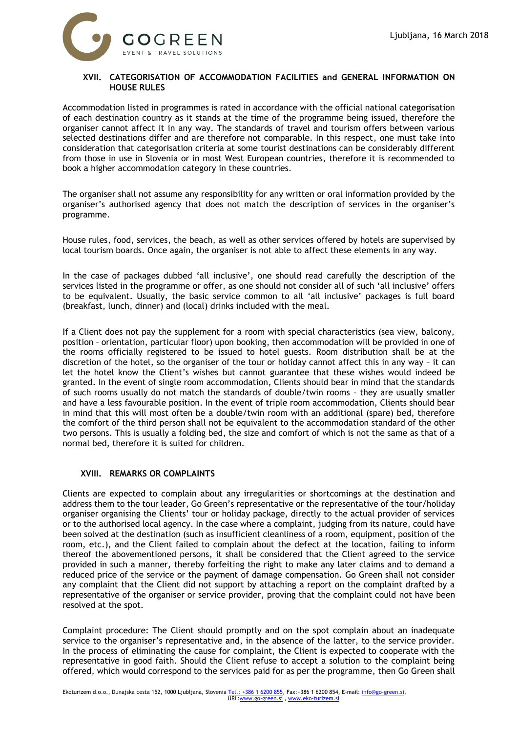## XVII. CATEGORISATION OF ACCOMMODATION FACILITIES and GENERAL INFORMATION ON HOUSE RULES

Accommodation listed in programmes is rated in accordance with the official national categorisation of each destination country as it stands at the time of the programme being issued, therefore the organiser cannot affect it in any way. The standards of travel and tourism offers between various selected destinations differ and are therefore not comparable. In this respect, one must take into consideration that categorisation criteria at some tourist destinations can be considerably different from those in use in Slovenia or in most West European countries, therefore it is recommended to book a higher accommodation category in these countries.

The organiser shall not assume any responsibility for any written or oral information provided by the organiser's authorised agency that does not match the description of services in the organiser's programme.

House rules, food, services, the beach, as well as other services offered by hotels are supervised by local tourism boards. Once again, the organiser is not able to affect these elements in any way.

In the case of packages dubbed 'all inclusive', one should read carefully the description of the services listed in the programme or offer, as one should not consider all of such 'all inclusive' offers to be equivalent. Usually, the basic service common to all 'all inclusive' packages is full board (breakfast, lunch, dinner) and (local) drinks included with the meal.

If a Client does not pay the supplement for a room with special characteristics (sea view, balcony, position – orientation, particular floor) upon booking, then accommodation will be provided in one of the rooms officially registered to be issued to hotel guests. Room distribution shall be at the discretion of the hotel, so the organiser of the tour or holiday cannot affect this in any way – it can let the hotel know the Client's wishes but cannot guarantee that these wishes would indeed be granted. In the event of single room accommodation, Clients should bear in mind that the standards of such rooms usually do not match the standards of double/twin rooms – they are usually smaller and have a less favourable position. In the event of triple room accommodation, Clients should bear in mind that this will most often be a double/twin room with an additional (spare) bed, therefore the comfort of the third person shall not be equivalent to the accommodation standard of the other two persons. This is usually a folding bed, the size and comfort of which is not the same as that of a normal bed, therefore it is suited for children.

## XVIII. REMARKS OR COMPLAINTS

Clients are expected to complain about any irregularities or shortcomings at the destination and address them to the tour leader, Go Green's representative or the representative of the tour/holiday organiser organising the Clients' tour or holiday package, directly to the actual provider of services or to the authorised local agency. In the case where a complaint, judging from its nature, could have been solved at the destination (such as insufficient cleanliness of a room, equipment, position of the room, etc.), and the Client failed to complain about the defect at the location, failing to inform thereof the abovementioned persons, it shall be considered that the Client agreed to the service provided in such a manner, thereby forfeiting the right to make any later claims and to demand a reduced price of the service or the payment of damage compensation. Go Green shall not consider any complaint that the Client did not support by attaching a report on the complaint drafted by a representative of the organiser or service provider, proving that the complaint could not have been resolved at the spot.

Complaint procedure: The Client should promptly and on the spot complain about an inadequate service to the organiser's representative and, in the absence of the latter, to the service provider. In the process of eliminating the cause for complaint, the Client is expected to cooperate with the representative in good faith. Should the Client refuse to accept a solution to the complaint being offered, which would correspond to the services paid for as per the programme, then Go Green shall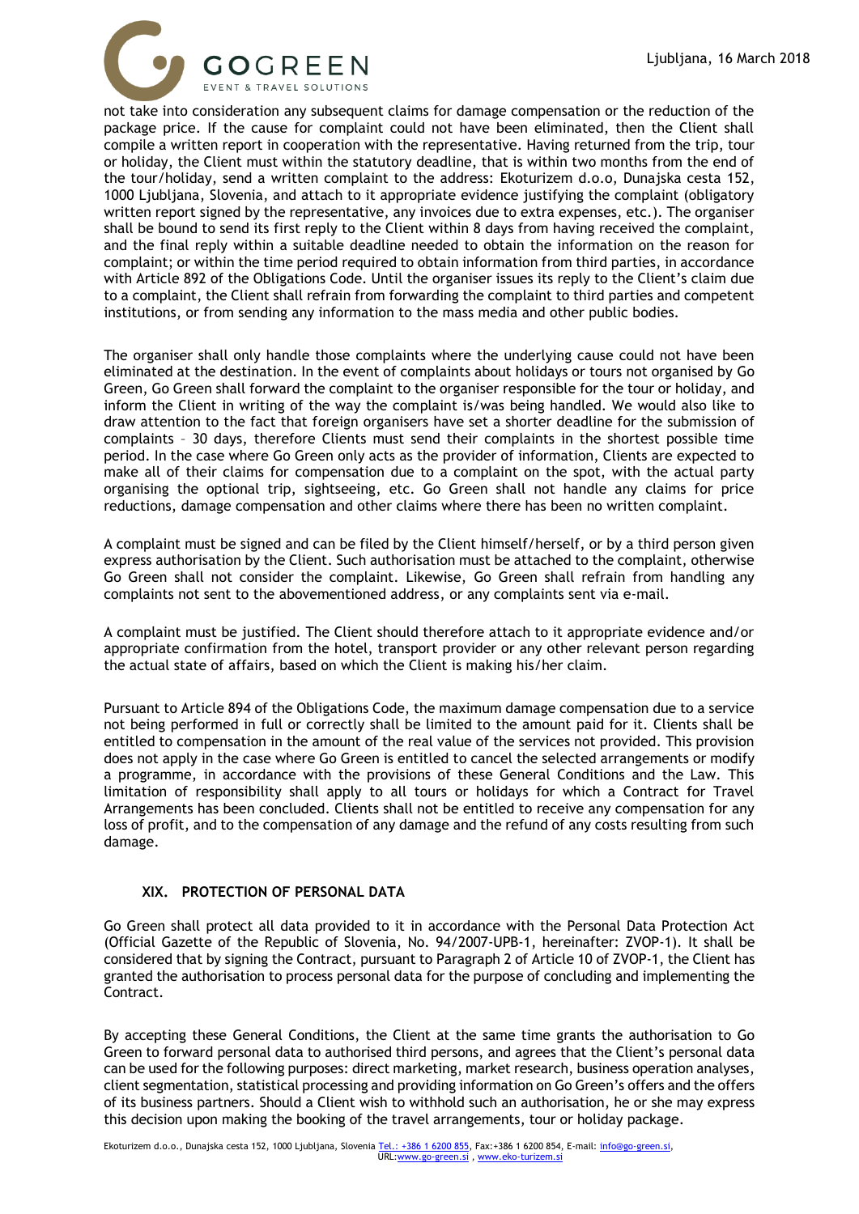not take into consideration any subsequent claims for damage compensation or the reduction of the package price. If the cause for complaint could not have been eliminated, then the Client shall compile a written report in cooperation with the representative. Having returned from the trip, tour or holiday, the Client must within the statutory deadline, that is within two months from the end of the tour/holiday, send a written complaint to the address: Ekoturizem d.o.o, Dunajska cesta 152, 1000 Ljubljana, Slovenia, and attach to it appropriate evidence justifying the complaint (obligatory written report signed by the representative, any invoices due to extra expenses, etc.). The organiser shall be bound to send its first reply to the Client within 8 days from having received the complaint, and the final reply within a suitable deadline needed to obtain the information on the reason for complaint; or within the time period required to obtain information from third parties, in accordance with Article 892 of the Obligations Code. Until the organiser issues its reply to the Client's claim due to a complaint, the Client shall refrain from forwarding the complaint to third parties and competent institutions, or from sending any information to the mass media and other public bodies.

The organiser shall only handle those complaints where the underlying cause could not have been eliminated at the destination. In the event of complaints about holidays or tours not organised by Go Green, Go Green shall forward the complaint to the organiser responsible for the tour or holiday, and inform the Client in writing of the way the complaint is/was being handled. We would also like to draw attention to the fact that foreign organisers have set a shorter deadline for the submission of complaints – 30 days, therefore Clients must send their complaints in the shortest possible time period. In the case where Go Green only acts as the provider of information, Clients are expected to make all of their claims for compensation due to a complaint on the spot, with the actual party organising the optional trip, sightseeing, etc. Go Green shall not handle any claims for price reductions, damage compensation and other claims where there has been no written complaint.

A complaint must be signed and can be filed by the Client himself/herself, or by a third person given express authorisation by the Client. Such authorisation must be attached to the complaint, otherwise Go Green shall not consider the complaint. Likewise, Go Green shall refrain from handling any complaints not sent to the abovementioned address, or any complaints sent via e-mail.

A complaint must be justified. The Client should therefore attach to it appropriate evidence and/or appropriate confirmation from the hotel, transport provider or any other relevant person regarding the actual state of affairs, based on which the Client is making his/her claim.

Pursuant to Article 894 of the Obligations Code, the maximum damage compensation due to a service not being performed in full or correctly shall be limited to the amount paid for it. Clients shall be entitled to compensation in the amount of the real value of the services not provided. This provision does not apply in the case where Go Green is entitled to cancel the selected arrangements or modify a programme, in accordance with the provisions of these General Conditions and the Law. This limitation of responsibility shall apply to all tours or holidays for which a Contract for Travel Arrangements has been concluded. Clients shall not be entitled to receive any compensation for any loss of profit, and to the compensation of any damage and the refund of any costs resulting from such damage.

## XIX. PROTECTION OF PERSONAL DATA

Go Green shall protect all data provided to it in accordance with the Personal Data Protection Act (Official Gazette of the Republic of Slovenia, No. 94/2007-UPB-1, hereinafter: ZVOP-1). It shall be considered that by signing the Contract, pursuant to Paragraph 2 of Article 10 of ZVOP-1, the Client has granted the authorisation to process personal data for the purpose of concluding and implementing the Contract.

By accepting these General Conditions, the Client at the same time grants the authorisation to Go Green to forward personal data to authorised third persons, and agrees that the Client's personal data can be used for the following purposes: direct marketing, market research, business operation analyses, client segmentation, statistical processing and providing information on Go Green's offers and the offers of its business partners. Should a Client wish to withhold such an authorisation, he or she may express this decision upon making the booking of the travel arrangements, tour or holiday package.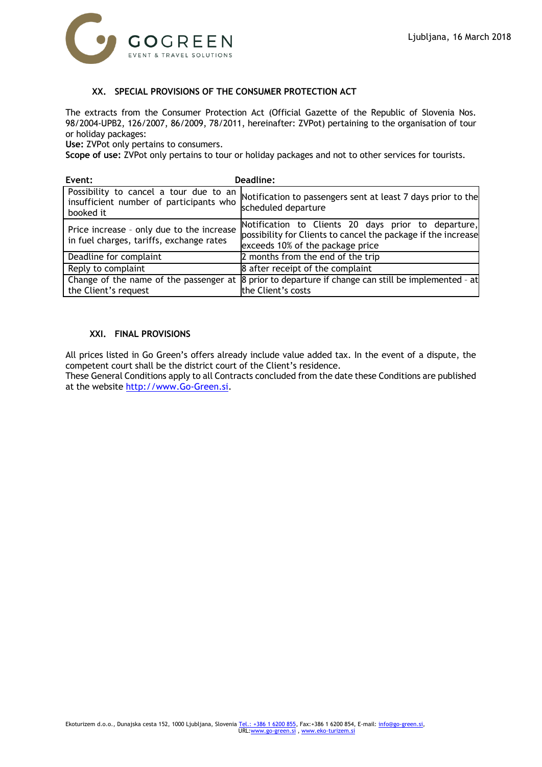### XX. SPECIAL PROVISIONS OF THE CONSUMER PROTECTION ACT

The extracts from the Consumer Protection Act (Official Gazette of the Republic of Slovenia Nos. 98/2004-UPB2, 126/2007, 86/2009, 78/2011, hereinafter: ZVPot) pertaining to the organisation of tour or holiday packages:

**Use:** ZVPot only pertains to consumers.

**Scope of use:** ZVPot only pertains to tour or holiday packages and not to other services for tourists.

| Event: | Deadline: |
|---|---|
| Possibility to cancel a tour due to an insufficient number of participants who booked it | Notification to passengers sent at least 7 days prior to the scheduled departure |
| Price increase - only due to the increase in fuel charges, tariffs, exchange rates | Notification to Clients 20 days prior to departure, possibility for Clients to cancel the package if the increase exceeds 10% of the package price |
| Deadline for complaint | 2 months from the end of the trip |
| Reply to complaint | 8 after receipt of the complaint |
| Change of the name of the passenger at the Client's request | 8 prior to departure if change can still be implemented - at the Client's costs |

### XXI. FINAL PROVISIONS

All prices listed in Go Green's offers already include value added tax. In the event of a dispute, the competent court shall be the district court of the Client's residence.

These General Conditions apply to all Contracts concluded from the date these Conditions are published at the website http://www.Go-Green.si.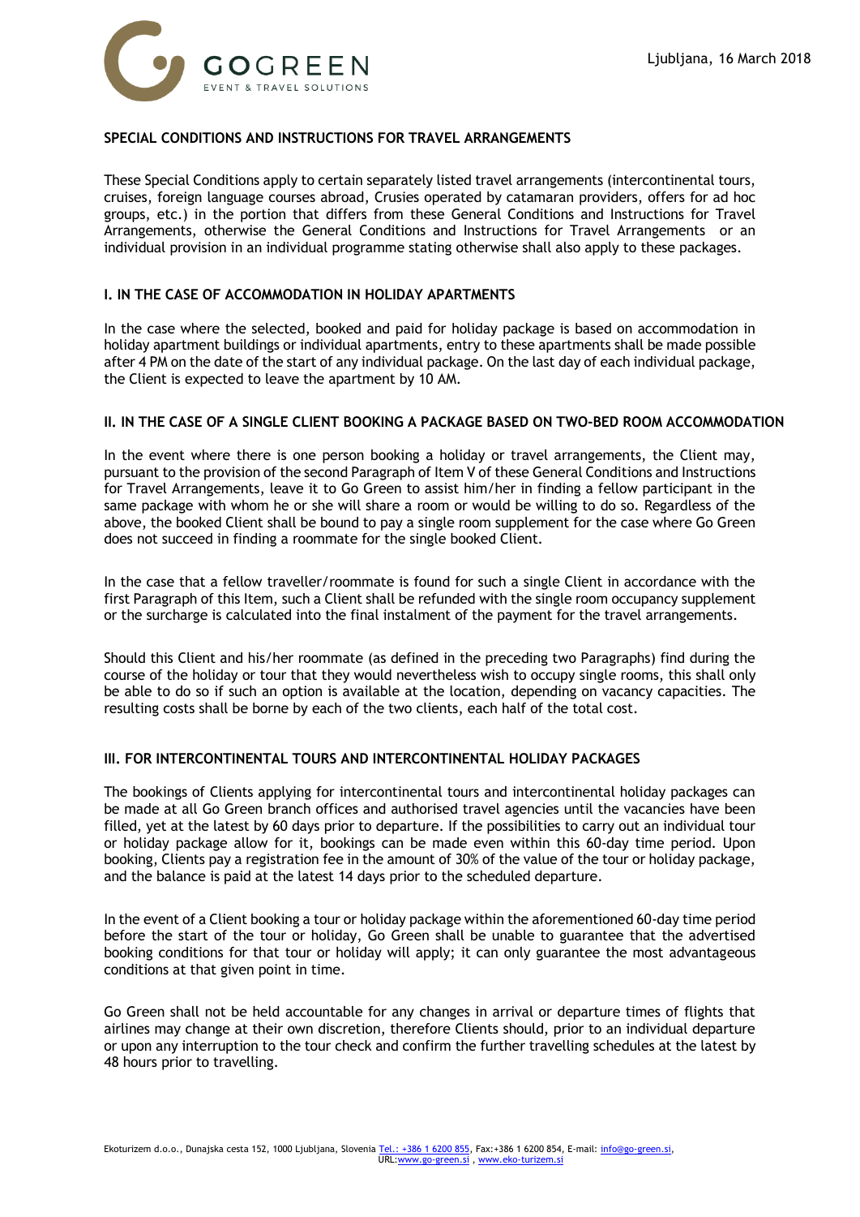Ljubljana, 16 March 2018

## SPECIAL CONDITIONS AND INSTRUCTIONS FOR TRAVEL ARRANGEMENTS

These Special Conditions apply to certain separately listed travel arrangements (intercontinental tours, cruises, foreign language courses abroad, Crusies operated by catamaran providers, offers for ad hoc groups, etc.) in the portion that differs from these General Conditions and Instructions for Travel Arrangements, otherwise the General Conditions and Instructions for Travel Arrangements or an individual provision in an individual programme stating otherwise shall also apply to these packages.

### I. IN THE CASE OF ACCOMMODATION IN HOLIDAY APARTMENTS

In the case where the selected, booked and paid for holiday package is based on accommodation in holiday apartment buildings or individual apartments, entry to these apartments shall be made possible after 4 PM on the date of the start of any individual package. On the last day of each individual package, the Client is expected to leave the apartment by 10 AM.

### II. IN THE CASE OF A SINGLE CLIENT BOOKING A PACKAGE BASED ON TWO-BED ROOM ACCOMMODATION

In the event where there is one person booking a holiday or travel arrangements, the Client may, pursuant to the provision of the second Paragraph of Item V of these General Conditions and Instructions for Travel Arrangements, leave it to Go Green to assist him/her in finding a fellow participant in the same package with whom he or she will share a room or would be willing to do so. Regardless of the above, the booked Client shall be bound to pay a single room supplement for the case where Go Green does not succeed in finding a roommate for the single booked Client.

In the case that a fellow traveller/roommate is found for such a single Client in accordance with the first Paragraph of this Item, such a Client shall be refunded with the single room occupancy supplement or the surcharge is calculated into the final instalment of the payment for the travel arrangements.

Should this Client and his/her roommate (as defined in the preceding two Paragraphs) find during the course of the holiday or tour that they would nevertheless wish to occupy single rooms, this shall only be able to do so if such an option is available at the location, depending on vacancy capacities. The resulting costs shall be borne by each of the two clients, each half of the total cost.

### III. FOR INTERCONTINENTAL TOURS AND INTERCONTINENTAL HOLIDAY PACKAGES

The bookings of Clients applying for intercontinental tours and intercontinental holiday packages can be made at all Go Green branch offices and authorised travel agencies until the vacancies have been filled, yet at the latest by 60 days prior to departure. If the possibilities to carry out an individual tour or holiday package allow for it, bookings can be made even within this 60-day time period. Upon booking, Clients pay a registration fee in the amount of 30% of the value of the tour or holiday package, and the balance is paid at the latest 14 days prior to the scheduled departure.

In the event of a Client booking a tour or holiday package within the aforementioned 60-day time period before the start of the tour or holiday, Go Green shall be unable to guarantee that the advertised booking conditions for that tour or holiday will apply; it can only guarantee the most advantageous conditions at that given point in time.

Go Green shall not be held accountable for any changes in arrival or departure times of flights that airlines may change at their own discretion, therefore Clients should, prior to an individual departure or upon any interruption to the tour check and confirm the further travelling schedules at the latest by 48 hours prior to travelling.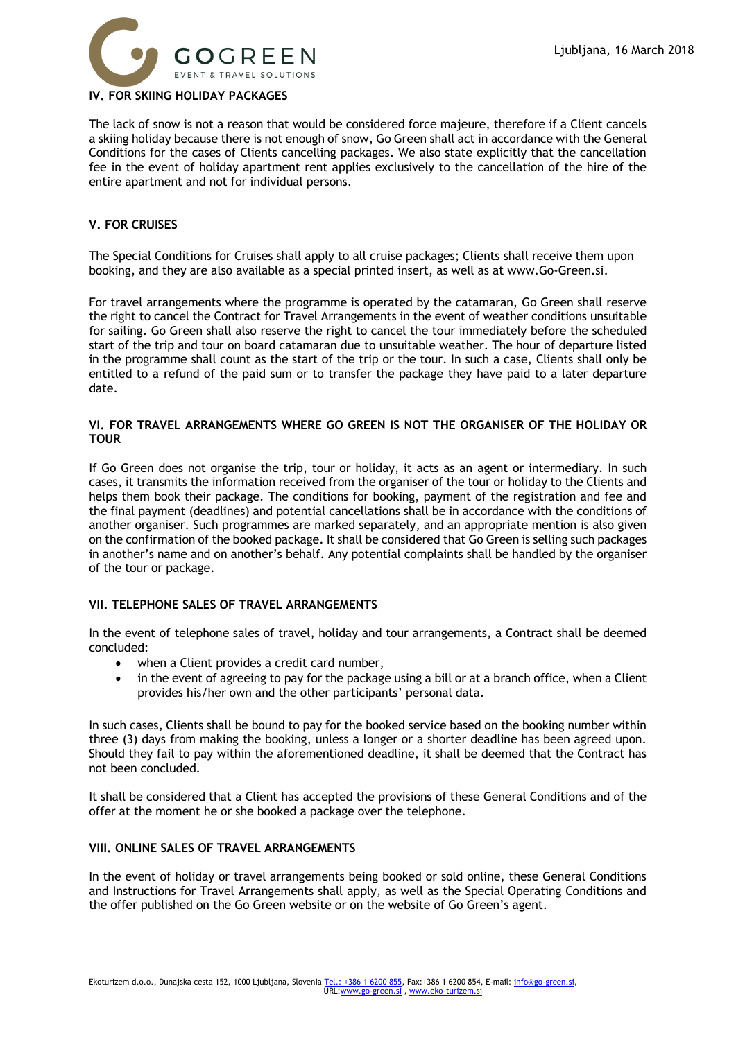## IV. FOR SKIING HOLIDAY PACKAGES

The lack of snow is not a reason that would be considered force majeure, therefore if a Client cancels a skiing holiday because there is not enough of snow, Go Green shall act in accordance with the General Conditions for the cases of Clients cancelling packages. We also state explicitly that the cancellation fee in the event of holiday apartment rent applies exclusively to the cancellation of the hire of the entire apartment and not for individual persons.

## V. FOR CRUISES

The Special Conditions for Cruises shall apply to all cruise packages; Clients shall receive them upon booking, and they are also available as a special printed insert, as well as at www.Go-Green.si.

For travel arrangements where the programme is operated by the catamaran, Go Green shall reserve the right to cancel the Contract for Travel Arrangements in the event of weather conditions unsuitable for sailing. Go Green shall also reserve the right to cancel the tour immediately before the scheduled start of the trip and tour on board catamaran due to unsuitable weather. The hour of departure listed in the programme shall count as the start of the trip or the tour. In such a case, Clients shall only be entitled to a refund of the paid sum or to transfer the package they have paid to a later departure date.

## VI. FOR TRAVEL ARRANGEMENTS WHERE GO GREEN IS NOT THE ORGANISER OF THE HOLIDAY OR TOUR

If Go Green does not organise the trip, tour or holiday, it acts as an agent or intermediary. In such cases, it transmits the information received from the organiser of the tour or holiday to the Clients and helps them book their package. The conditions for booking, payment of the registration and fee and the final payment (deadlines) and potential cancellations shall be in accordance with the conditions of another organiser. Such programmes are marked separately, and an appropriate mention is also given on the confirmation of the booked package. It shall be considered that Go Green is selling such packages in another's name and on another's behalf. Any potential complaints shall be handled by the organiser of the tour or package.

## VII. TELEPHONE SALES OF TRAVEL ARRANGEMENTS

In the event of telephone sales of travel, holiday and tour arrangements, a Contract shall be deemed concluded:

- when a Client provides a credit card number,
- in the event of agreeing to pay for the package using a bill or at a branch office, when a Client provides his/her own and the other participants' personal data.

In such cases, Clients shall be bound to pay for the booked service based on the booking number within three (3) days from making the booking, unless a longer or a shorter deadline has been agreed upon. Should they fail to pay within the aforementioned deadline, it shall be deemed that the Contract has not been concluded.

It shall be considered that a Client has accepted the provisions of these General Conditions and of the offer at the moment he or she booked a package over the telephone.

## VIII. ONLINE SALES OF TRAVEL ARRANGEMENTS

In the event of holiday or travel arrangements being booked or sold online, these General Conditions and Instructions for Travel Arrangements shall apply, as well as the Special Operating Conditions and the offer published on the Go Green website or on the website of Go Green's agent.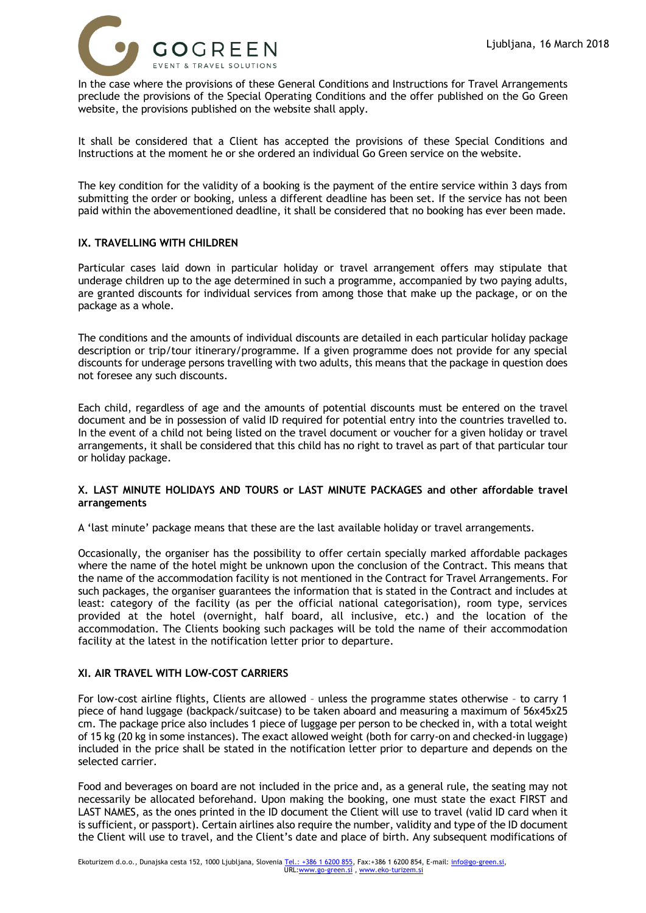In the case where the provisions of these General Conditions and Instructions for Travel Arrangements preclude the provisions of the Special Operating Conditions and the offer published on the Go Green website, the provisions published on the website shall apply.

It shall be considered that a Client has accepted the provisions of these Special Conditions and Instructions at the moment he or she ordered an individual Go Green service on the website.

The key condition for the validity of a booking is the payment of the entire service within 3 days from submitting the order or booking, unless a different deadline has been set. If the service has not been paid within the abovementioned deadline, it shall be considered that no booking has ever been made.

## IX. TRAVELLING WITH CHILDREN

Particular cases laid down in particular holiday or travel arrangement offers may stipulate that underage children up to the age determined in such a programme, accompanied by two paying adults, are granted discounts for individual services from among those that make up the package, or on the package as a whole.

The conditions and the amounts of individual discounts are detailed in each particular holiday package description or trip/tour itinerary/programme. If a given programme does not provide for any special discounts for underage persons travelling with two adults, this means that the package in question does not foresee any such discounts.

Each child, regardless of age and the amounts of potential discounts must be entered on the travel document and be in possession of valid ID required for potential entry into the countries travelled to. In the event of a child not being listed on the travel document or voucher for a given holiday or travel arrangements, it shall be considered that this child has no right to travel as part of that particular tour or holiday package.

## X. LAST MINUTE HOLIDAYS AND TOURS or LAST MINUTE PACKAGES and other affordable travel arrangements

A 'last minute' package means that these are the last available holiday or travel arrangements.

Occasionally, the organiser has the possibility to offer certain specially marked affordable packages where the name of the hotel might be unknown upon the conclusion of the Contract. This means that the name of the accommodation facility is not mentioned in the Contract for Travel Arrangements. For such packages, the organiser guarantees the information that is stated in the Contract and includes at least: category of the facility (as per the official national categorisation), room type, services provided at the hotel (overnight, half board, all inclusive, etc.) and the location of the accommodation. The Clients booking such packages will be told the name of their accommodation facility at the latest in the notification letter prior to departure.

## XI. AIR TRAVEL WITH LOW-COST CARRIERS

For low-cost airline flights, Clients are allowed – unless the programme states otherwise – to carry 1 piece of hand luggage (backpack/suitcase) to be taken aboard and measuring a maximum of 56x45x25 cm. The package price also includes 1 piece of luggage per person to be checked in, with a total weight of 15 kg (20 kg in some instances). The exact allowed weight (both for carry-on and checked-in luggage) included in the price shall be stated in the notification letter prior to departure and depends on the selected carrier.

Food and beverages on board are not included in the price and, as a general rule, the seating may not necessarily be allocated beforehand. Upon making the booking, one must state the exact FIRST and LAST NAMES, as the ones printed in the ID document the Client will use to travel (valid ID card when it is sufficient, or passport). Certain airlines also require the number, validity and type of the ID document the Client will use to travel, and the Client's date and place of birth. Any subsequent modifications of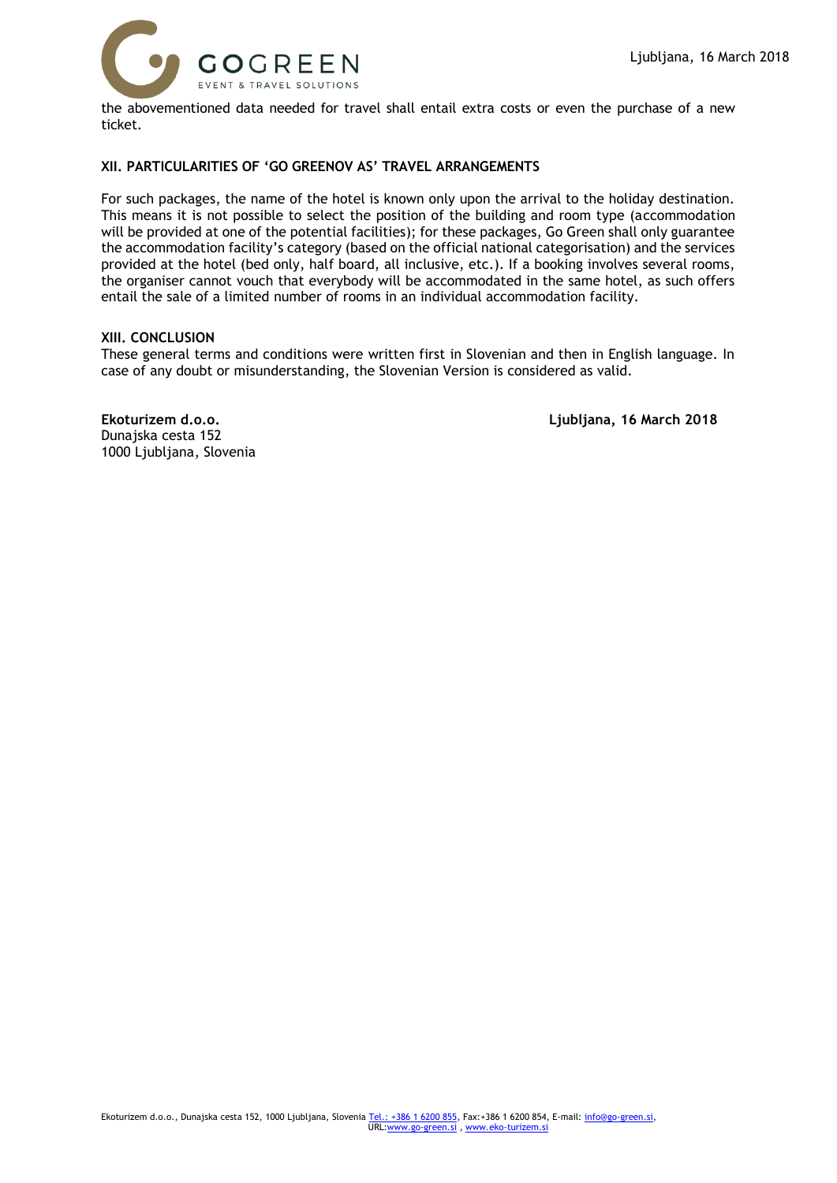the abovementioned data needed for travel shall entail extra costs or even the purchase of a new ticket.

### XII. PARTICULARITIES OF 'GO GREENOV AS' TRAVEL ARRANGEMENTS

For such packages, the name of the hotel is known only upon the arrival to the holiday destination. This means it is not possible to select the position of the building and room type (accommodation will be provided at one of the potential facilities); for these packages, Go Green shall only guarantee the accommodation facility's category (based on the official national categorisation) and the services provided at the hotel (bed only, half board, all inclusive, etc.). If a booking involves several rooms, the organiser cannot vouch that everybody will be accommodated in the same hotel, as such offers entail the sale of a limited number of rooms in an individual accommodation facility.

### XIII. CONCLUSION

These general terms and conditions were written first in Slovenian and then in English language. In case of any doubt or misunderstanding, the Slovenian Version is considered as valid.

**Ekoturizem d.o.o.**
Dunajska cesta 152
1000 Ljubljana, Slovenia

**Ljubljana, 16 March 2018**